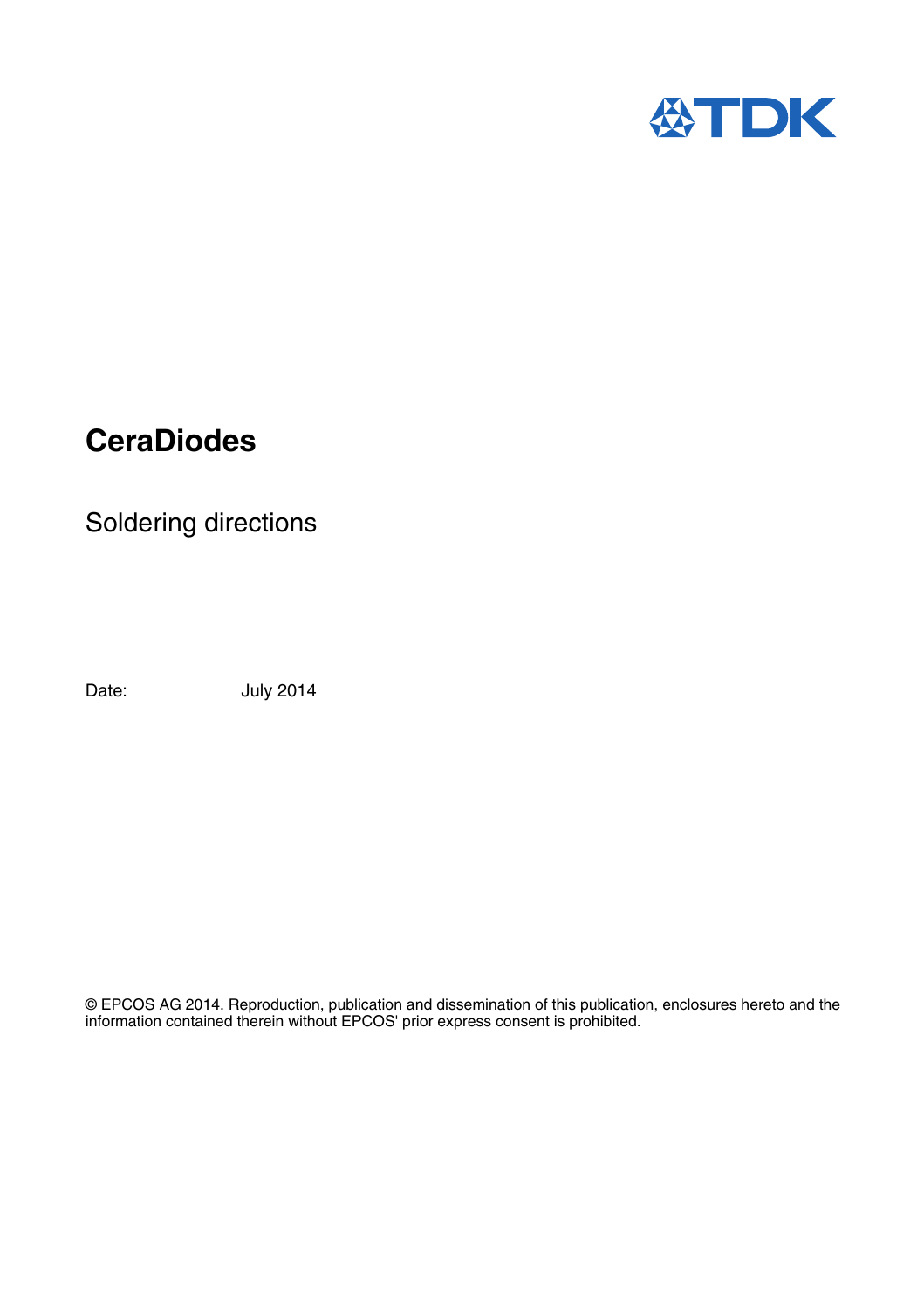# CeraDiodes

## Soldering directions

Date: July 2014

© EPCOS AG 2014. Reproduction, publication and dissemination of this publication, enclosures hereto and the information contained therein without EPCOS' prior express consent is prohibited.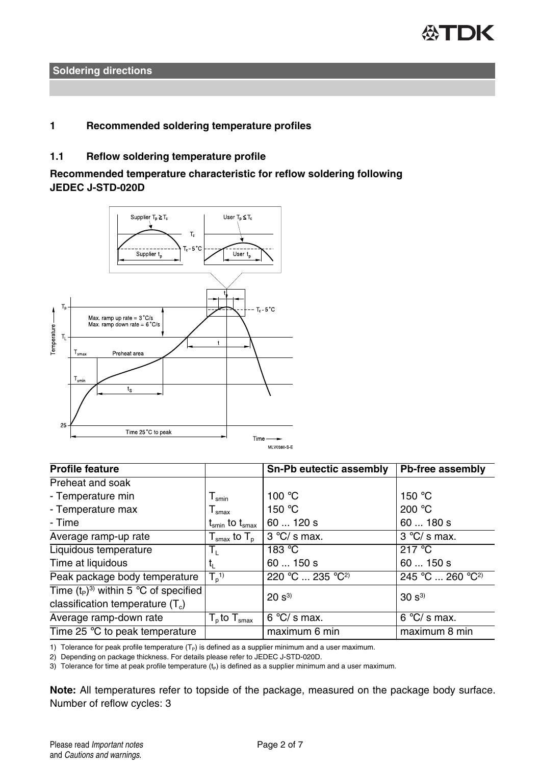## Soldering directions

### 1 Recommended soldering temperature profiles

### 1.1 Reflow soldering temperature profile

**Recommended temperature characteristic for reflow soldering following JEDEC J-STD-020D**

| Profile feature | | Sn-Pb eutectic assembly | Pb-free assembly |
|---|---|---|---|
| Preheat and soak | | | |
| - Temperature min | $T_{smin}$ | 100 °C | 150 °C |
| - Temperature max | $T_{smax}$ | 150 °C | 200 °C |
| - Time | $t_{smin}$ to $t_{smax}$ | 60 ... 120 s | 60 ... 180 s |
| Average ramp-up rate | $T_{smax}$ to $T_p$ | 3 °C/ s max. | 3 °C/ s max. |
| Liquidous temperature | $T_L$ | 183 °C | 217 °C |
| Time at liquidous | $t_L$ | 60 ... 150 s | 60 ... 150 s |
| Peak package body temperature | $T_p$[1] | 220 °C ... 235 °C[2] | 245 °C ... 260 °C[2] |
| Time ($t_P$)[3] within 5 °C of specified classification temperature ($T_c$) | | 20 s[3] | 30 s[3] |
| Average ramp-down rate | $T_p$ to $T_{smax}$ | 6 °C/ s max. | 6 °C/ s max. |
| Time 25 °C to peak temperature | | maximum 6 min | maximum 8 min |

1) Tolerance for peak profile temperature ($T_P$) is defined as a supplier minimum and a user maximum.

2) Depending on package thickness. For details please refer to JEDEC J-STD-020D.

3) Tolerance for time at peak profile temperature ($t_P$) is defined as a supplier minimum and a user maximum.

**Note:** All temperatures refer to topside of the package, measured on the package body surface. Number of reflow cycles: 3

Please read *Important notes* and *Cautions and warnings*.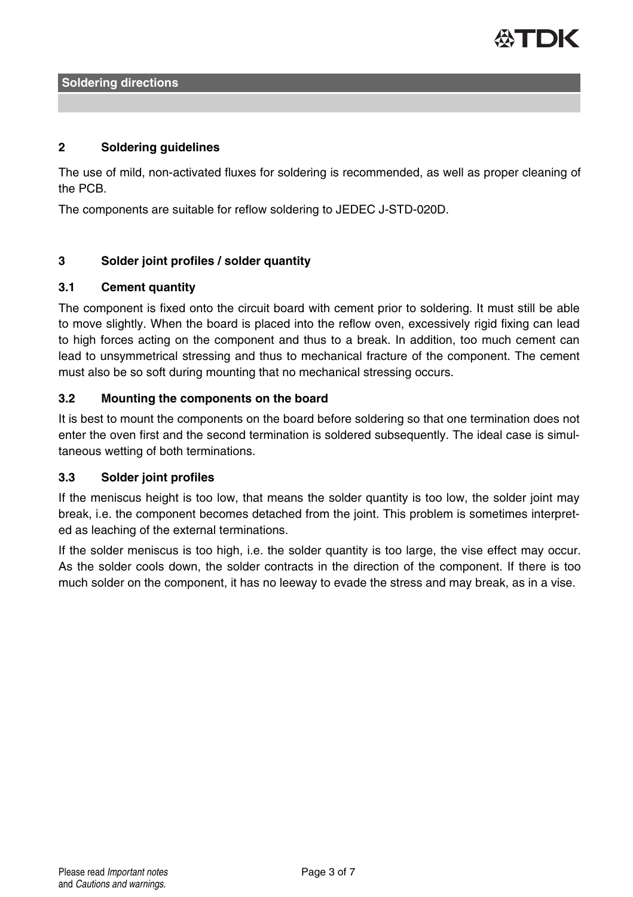## Soldering directions

## 2 Soldering guidelines

The use of mild, non-activated fluxes for soldering is recommended, as well as proper cleaning of the PCB.

The components are suitable for reflow soldering to JEDEC J-STD-020D.

## 3 Solder joint profiles / solder quantity

### 3.1 Cement quantity

The component is fixed onto the circuit board with cement prior to soldering. It must still be able to move slightly. When the board is placed into the reflow oven, excessively rigid fixing can lead to high forces acting on the component and thus to a break. In addition, too much cement can lead to unsymmetrical stressing and thus to mechanical fracture of the component. The cement must also be so soft during mounting that no mechanical stressing occurs.

### 3.2 Mounting the components on the board

It is best to mount the components on the board before soldering so that one termination does not enter the oven first and the second termination is soldered subsequently. The ideal case is simultaneous wetting of both terminations.

### 3.3 Solder joint profiles

If the meniscus height is too low, that means the solder quantity is too low, the solder joint may break, i.e. the component becomes detached from the joint. This problem is sometimes interpreted as leaching of the external terminations.

If the solder meniscus is too high, i.e. the solder quantity is too large, the vise effect may occur. As the solder cools down, the solder contracts in the direction of the component. If there is too much solder on the component, it has no leeway to evade the stress and may break, as in a vise.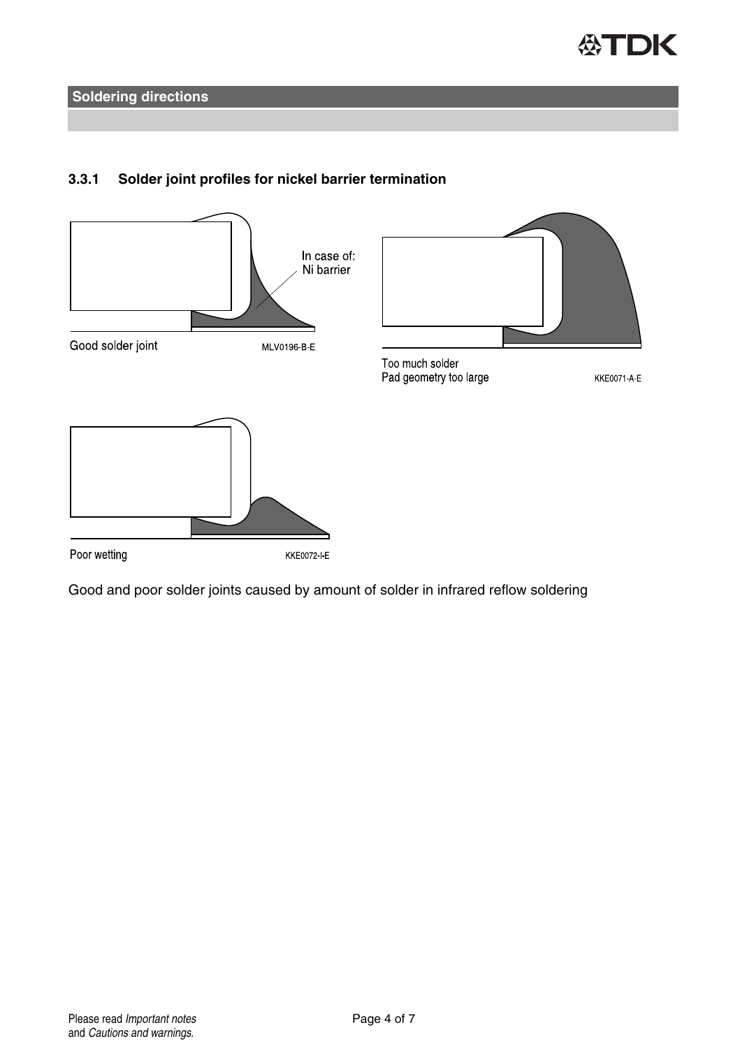## Soldering directions

### 3.3.1 Solder joint profiles for nickel barrier termination

In case of: Ni barrier

Good solder joint MLV0196-B-E

Too much solder
Pad geometry too large KKE0071-A-E

Poor wetting KKE0072-I-E

Good and poor solder joints caused by amount of solder in infrared reflow soldering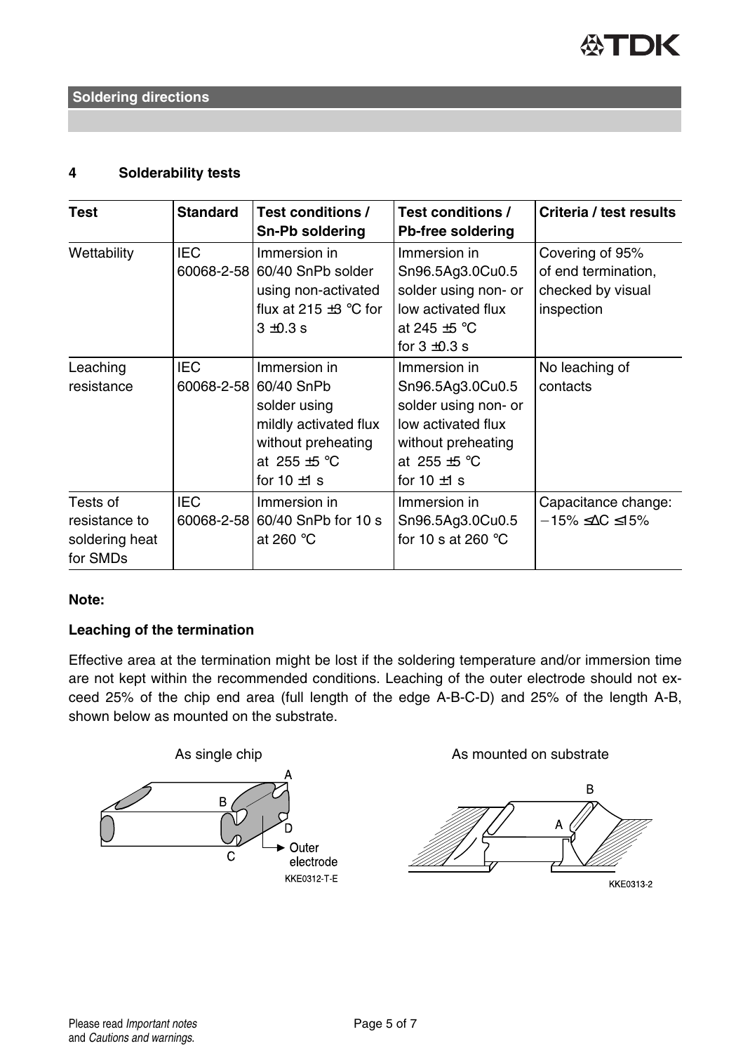## Soldering directions

### 4 Solderability tests

| Test | Standard | Test conditions / Sn-Pb soldering | Test conditions / Pb-free soldering | Criteria / test results |
|---|---|---|---|---|
| Wettability | IEC 60068-2-58 | Immersion in 60/40 SnPb solder using non-activated flux at 215 ±3 °C for 3 ±0.3 s | Immersion in Sn96.5Ag3.0Cu0.5 solder using non- or low activated flux at 245 ±5 °C for 3 ±0.3 s | Covering of 95% of end termination, checked by visual inspection |
| Leaching resistance | IEC 60068-2-58 | Immersion in 60/40 SnPb solder using mildly activated flux without preheating at 255 ±5 °C for 10 ±1 s | Immersion in Sn96.5Ag3.0Cu0.5 solder using non- or low activated flux without preheating at 255 ±5 °C for 10 ±1 s | No leaching of contacts |
| Tests of resistance to soldering heat for SMDs | IEC 60068-2-58 | Immersion in 60/40 SnPb for 10 s at 260 °C | Immersion in Sn96.5Ag3.0Cu0.5 for 10 s at 260 °C | Capacitance change: $-15\% \leq \Delta C \leq 15\%$ |

**Note:**

**Leaching of the termination**

Effective area at the termination might be lost if the soldering temperature and/or immersion time are not kept within the recommended conditions. Leaching of the outer electrode should not exceed 25% of the chip end area (full length of the edge A-B-C-D) and 25% of the length A-B, shown below as mounted on the substrate.

As single chip

A B C D Outer electrode

KKE0312-T-E

As mounted on substrate

B A

KKE0313-2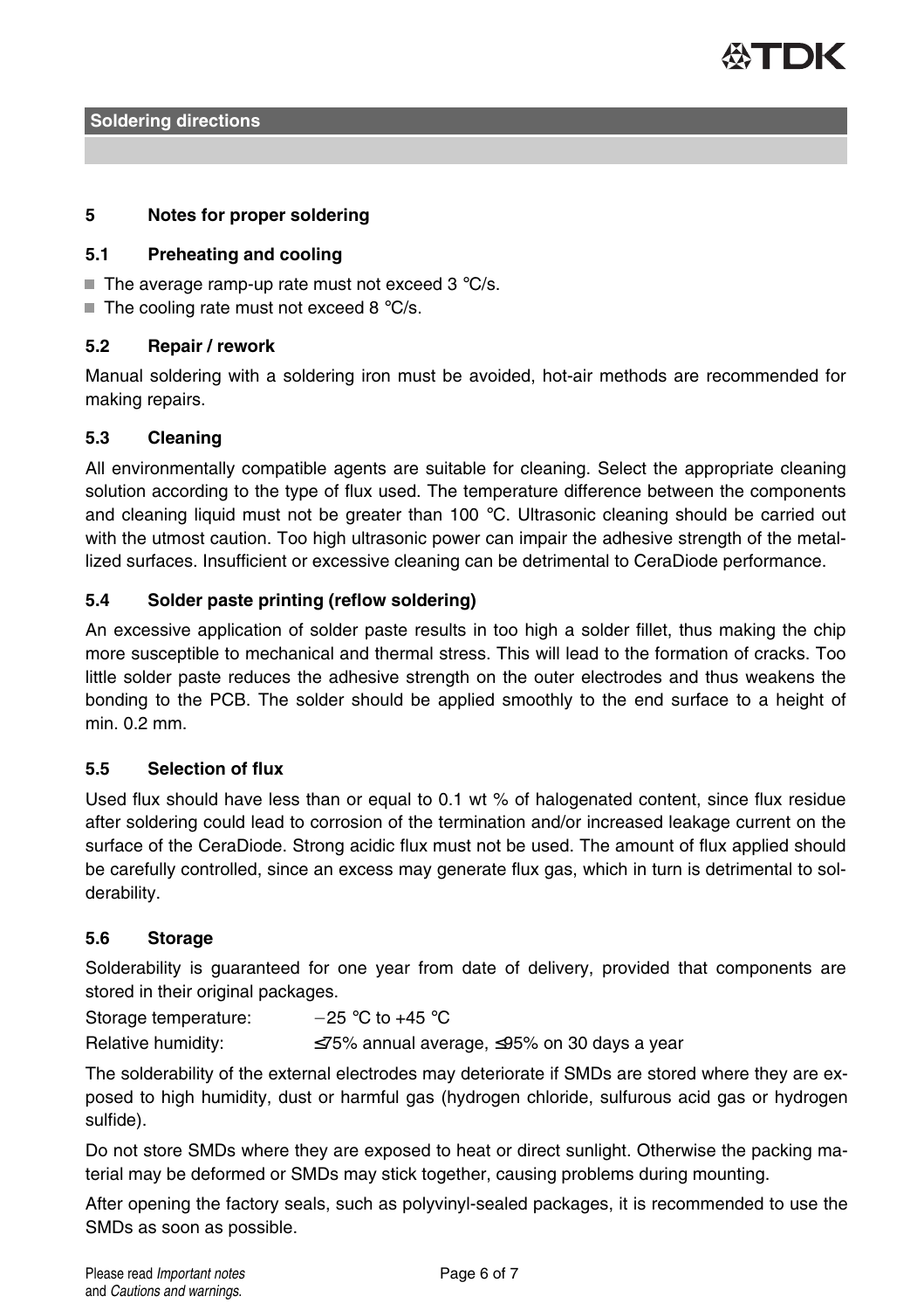## Soldering directions

### 5 Notes for proper soldering

#### 5.1 Preheating and cooling

- The average ramp-up rate must not exceed 3 °C/s.
- The cooling rate must not exceed 8 °C/s.

#### 5.2 Repair / rework

Manual soldering with a soldering iron must be avoided, hot-air methods are recommended for making repairs.

#### 5.3 Cleaning

All environmentally compatible agents are suitable for cleaning. Select the appropriate cleaning solution according to the type of flux used. The temperature difference between the components and cleaning liquid must not be greater than 100 °C. Ultrasonic cleaning should be carried out with the utmost caution. Too high ultrasonic power can impair the adhesive strength of the metallized surfaces. Insufficient or excessive cleaning can be detrimental to CeraDiode performance.

#### 5.4 Solder paste printing (reflow soldering)

An excessive application of solder paste results in too high a solder fillet, thus making the chip more susceptible to mechanical and thermal stress. This will lead to the formation of cracks. Too little solder paste reduces the adhesive strength on the outer electrodes and thus weakens the bonding to the PCB. The solder should be applied smoothly to the end surface to a height of min. 0.2 mm.

#### 5.5 Selection of flux

Used flux should have less than or equal to 0.1 wt % of halogenated content, since flux residue after soldering could lead to corrosion of the termination and/or increased leakage current on the surface of the CeraDiode. Strong acidic flux must not be used. The amount of flux applied should be carefully controlled, since an excess may generate flux gas, which in turn is detrimental to solderability.

#### 5.6 Storage

Solderability is guaranteed for one year from date of delivery, provided that components are stored in their original packages.

Storage temperature: −25 °C to +45 °C

Relative humidity: ≤75% annual average, ≤95% on 30 days a year

The solderability of the external electrodes may deteriorate if SMDs are stored where they are exposed to high humidity, dust or harmful gas (hydrogen chloride, sulfurous acid gas or hydrogen sulfide).

Do not store SMDs where they are exposed to heat or direct sunlight. Otherwise the packing material may be deformed or SMDs may stick together, causing problems during mounting.

After opening the factory seals, such as polyvinyl-sealed packages, it is recommended to use the SMDs as soon as possible.

Please read *Important notes* and *Cautions and warnings*.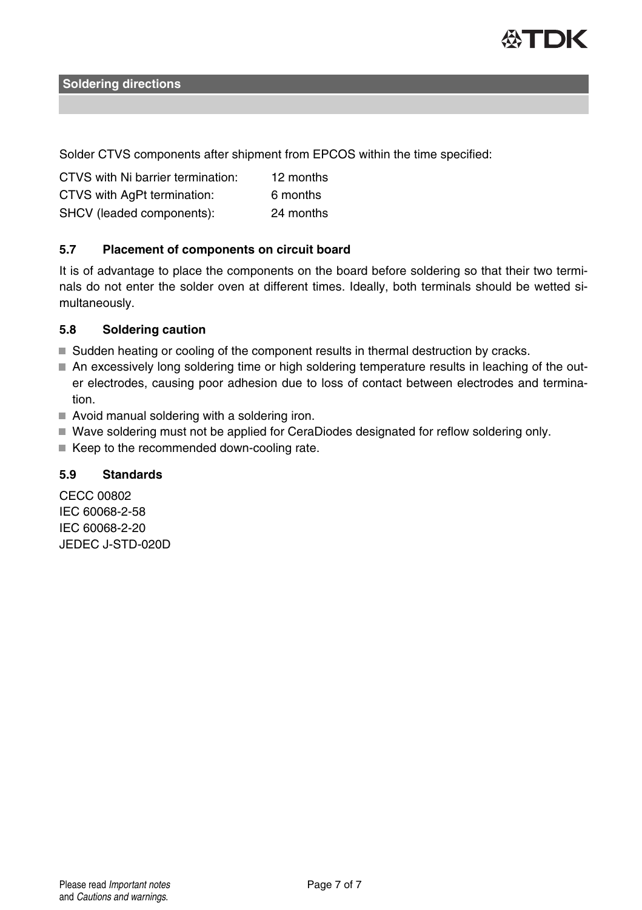## Soldering directions

Solder CTVS components after shipment from EPCOS within the time specified:

| | |
|---|---|
| CTVS with Ni barrier termination: | 12 months |
| CTVS with AgPt termination: | 6 months |
| SHCV (leaded components): | 24 months |

### 5.7 Placement of components on circuit board

It is of advantage to place the components on the board before soldering so that their two terminals do not enter the solder oven at different times. Ideally, both terminals should be wetted simultaneously.

### 5.8 Soldering caution

- Sudden heating or cooling of the component results in thermal destruction by cracks.
- An excessively long soldering time or high soldering temperature results in leaching of the outer electrodes, causing poor adhesion due to loss of contact between electrodes and termination.
- Avoid manual soldering with a soldering iron.
- Wave soldering must not be applied for CeraDiodes designated for reflow soldering only.
- Keep to the recommended down-cooling rate.

### 5.9 Standards

CECC 00802
IEC 60068-2-58
IEC 60068-2-20
JEDEC J-STD-020D

Please read *Important notes* and *Cautions and warnings*.